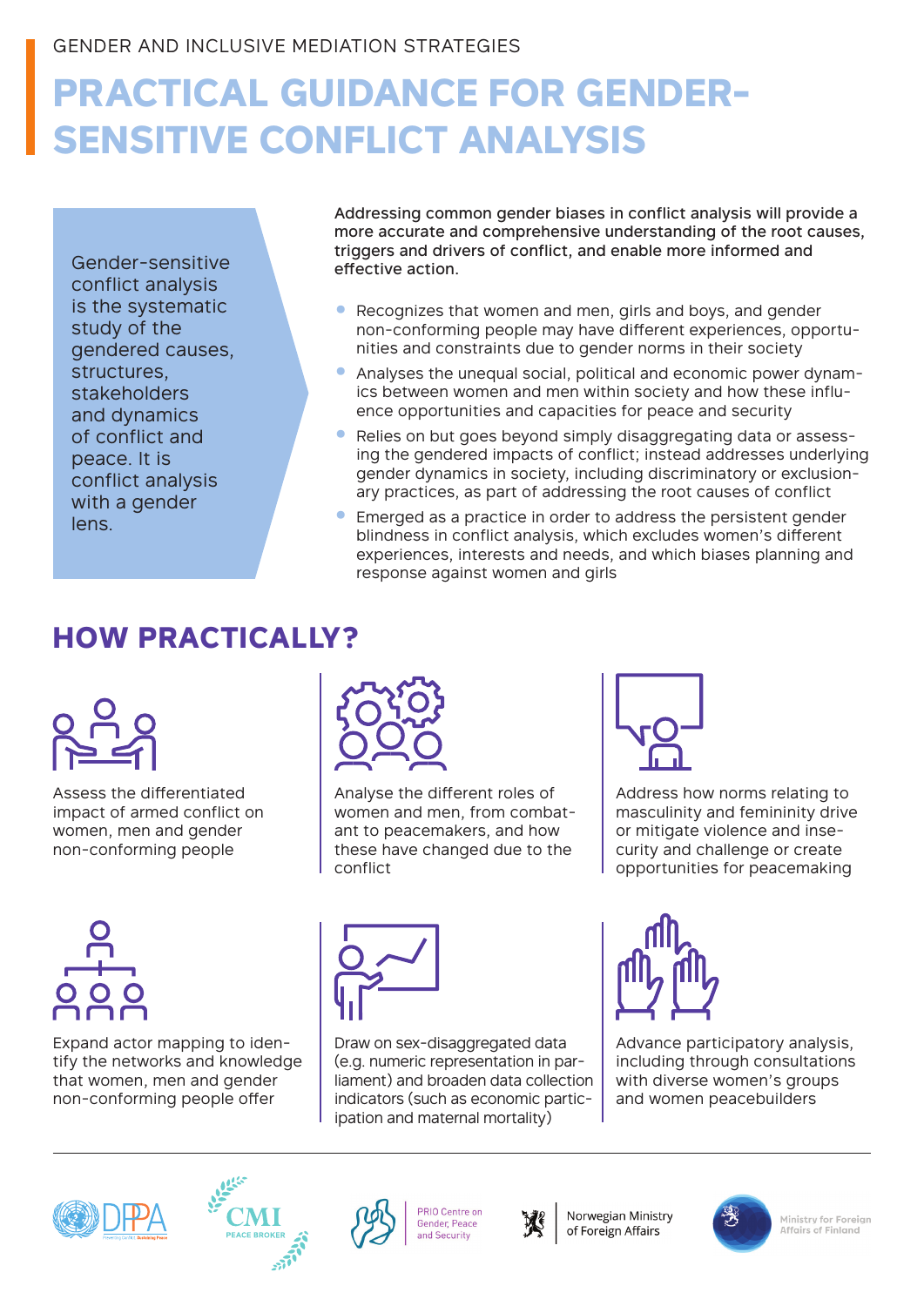GENDER AND INCLUSIVE MEDIATION STRATEGIES

# PRACTICAL GUIDANCE FOR GENDER-SENSITIVE CONFLICT ANALYSIS

Gender-sensitive conflict analysis is the systematic study of the gendered causes, structures, stakeholders and dynamics of conflict and peace. It is conflict analysis with a gender lens.

**Addressing common gender biases in conflict analysis will provide a more accurate and comprehensive understanding of the root causes, triggers and drivers of conflict, and enable more informed and effective action.**

- Recognizes that women and men, girls and boys, and gender non-conforming people may have different experiences, opportunities and constraints due to gender norms in their society
- Analyses the unequal social, political and economic power dynamics between women and men within society and how these influence opportunities and capacities for peace and security
- Relies on but goes beyond simply disaggregating data or assessing the gendered impacts of conflict; instead addresses underlying gender dynamics in society, including discriminatory or exclusionary practices, as part of addressing the root causes of conflict
- Emerged as a practice in order to address the persistent gender blindness in conflict analysis, which excludes women's different experiences, interests and needs, and which biases planning and response against women and girls

## HOW PRACTICALLY?

Assess the differentiated impact of armed conflict on women, men and gender non-conforming people

Analyse the different roles of women and men, from combatant to peacemakers, and how these have changed due to the conflict

Address how norms relating to masculinity and femininity drive or mitigate violence and insecurity and challenge or create opportunities for peacemaking

Expand actor mapping to identify the networks and knowledge that women, men and gender non-conforming people offer

Draw on sex-disaggregated data (e.g. numeric representation in parliament) and broaden data collection indicators (such as economic participation and maternal mortality)

Advance participatory analysis, including through consultations with diverse women's groups and women peacebuilders

DPPA | CMI Peace Broker | PRIO Centre on Gender, Peace and Security | Norwegian Ministry of Foreign Affairs | Ministry for Foreign Affairs of Finland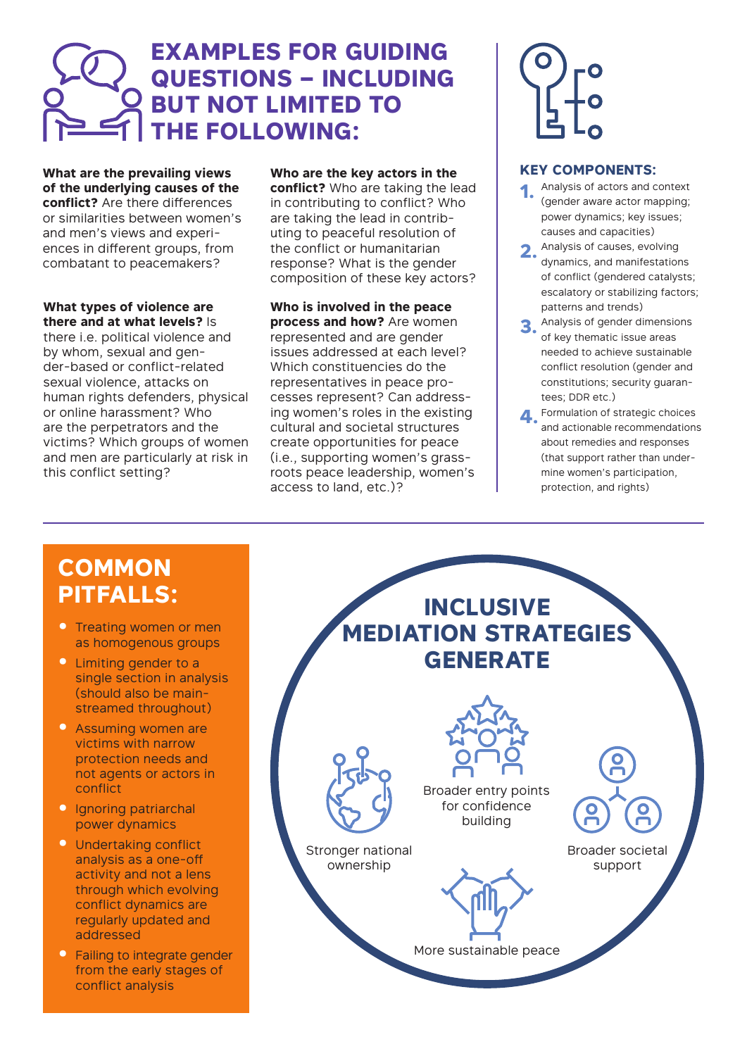# EXAMPLES FOR GUIDING QUESTIONS – INCLUDING BUT NOT LIMITED TO THE FOLLOWING:

**What are the prevailing views of the underlying causes of the conflict?** Are there differences or similarities between women's and men's views and experiences in different groups, from combatant to peacemakers?

**What types of violence are there and at what levels?** Is there i.e. political violence and by whom, sexual and gender-based or conflict-related sexual violence, attacks on human rights defenders, physical or online harassment? Who are the perpetrators and the victims? Which groups of women and men are particularly at risk in this conflict setting?

**Who are the key actors in the conflict?** Who are taking the lead in contributing to conflict? Who are taking the lead in contributing to peaceful resolution of the conflict or humanitarian response? What is the gender composition of these key actors?

**Who is involved in the peace process and how?** Are women represented and are gender issues addressed at each level? Which constituencies do the representatives in peace processes represent? Can addressing women's roles in the existing cultural and societal structures create opportunities for peace (i.e., supporting women's grassroots peace leadership, women's access to land, etc.)?

## KEY COMPONENTS:

1. Analysis of actors and context (gender aware actor mapping; power dynamics; key issues; causes and capacities)
2. Analysis of causes, evolving dynamics, and manifestations of conflict (gendered catalysts; escalatory or stabilizing factors; patterns and trends)
3. Analysis of gender dimensions of key thematic issue areas needed to achieve sustainable conflict resolution (gender and constitutions; security guarantees; DDR etc.)
4. Formulation of strategic choices and actionable recommendations about remedies and responses (that support rather than undermine women's participation, protection, and rights)

## COMMON PITFALLS:

- Treating women or men as homogenous groups
- Limiting gender to a single section in analysis (should also be mainstreamed throughout)
- Assuming women are victims with narrow protection needs and not agents or actors in conflict
- Ignoring patriarchal power dynamics
- Undertaking conflict analysis as a one-off activity and not a lens through which evolving conflict dynamics are regularly updated and addressed
- Failing to integrate gender from the early stages of conflict analysis

## INCLUSIVE MEDIATION STRATEGIES GENERATE

Stronger national ownership

Broader entry points for confidence building

Broader societal support

More sustainable peace